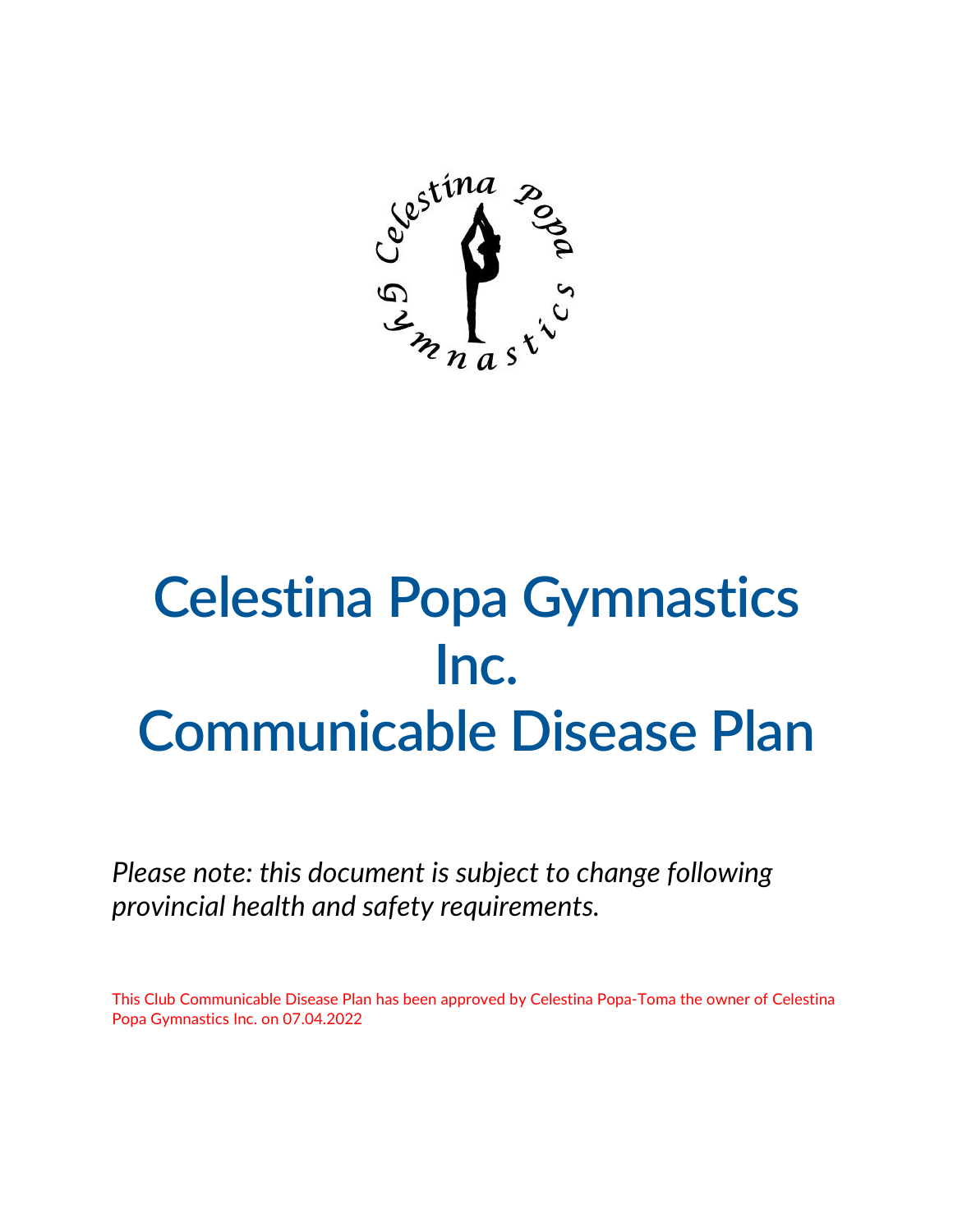# Celestina Popa Gymnastics Inc.
# Communicable Disease Plan

*Please note: this document is subject to change following provincial health and safety requirements.*

This Club Communicable Disease Plan has been approved by Celestina Popa-Toma the owner of Celestina Popa Gymnastics Inc. on 07.04.2022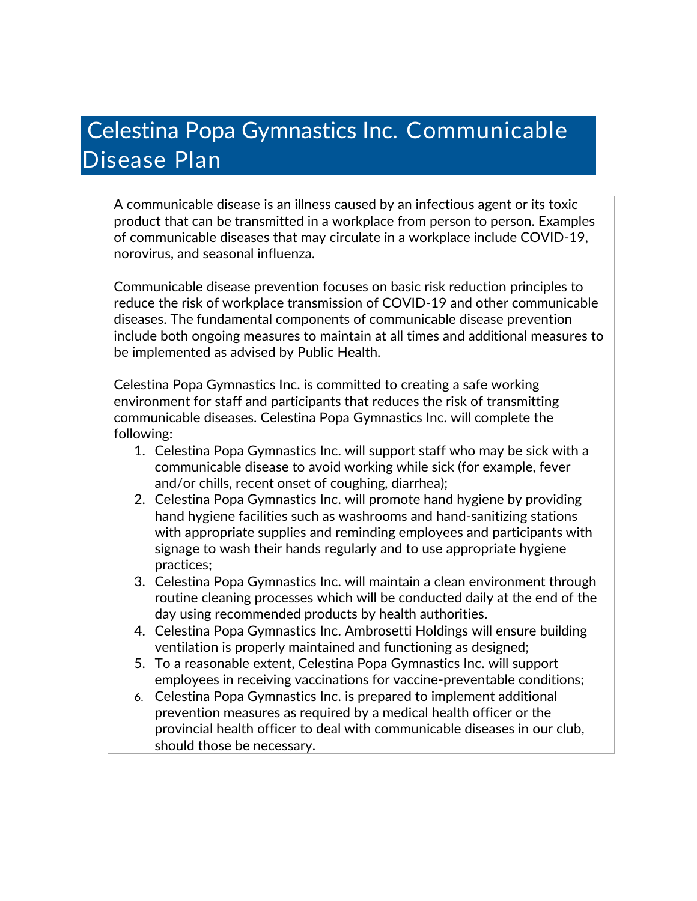# Celestina Popa Gymnastics Inc. Communicable Disease Plan

A communicable disease is an illness caused by an infectious agent or its toxic product that can be transmitted in a workplace from person to person. Examples of communicable diseases that may circulate in a workplace include COVID-19, norovirus, and seasonal influenza.

Communicable disease prevention focuses on basic risk reduction principles to reduce the risk of workplace transmission of COVID-19 and other communicable diseases. The fundamental components of communicable disease prevention include both ongoing measures to maintain at all times and additional measures to be implemented as advised by Public Health.

Celestina Popa Gymnastics Inc. is committed to creating a safe working environment for staff and participants that reduces the risk of transmitting communicable diseases. Celestina Popa Gymnastics Inc. will complete the following:

1. Celestina Popa Gymnastics Inc. will support staff who may be sick with a communicable disease to avoid working while sick (for example, fever and/or chills, recent onset of coughing, diarrhea);
2. Celestina Popa Gymnastics Inc. will promote hand hygiene by providing hand hygiene facilities such as washrooms and hand-sanitizing stations with appropriate supplies and reminding employees and participants with signage to wash their hands regularly and to use appropriate hygiene practices;
3. Celestina Popa Gymnastics Inc. will maintain a clean environment through routine cleaning processes which will be conducted daily at the end of the day using recommended products by health authorities.
4. Celestina Popa Gymnastics Inc. Ambrosetti Holdings will ensure building ventilation is properly maintained and functioning as designed;
5. To a reasonable extent, Celestina Popa Gymnastics Inc. will support employees in receiving vaccinations for vaccine-preventable conditions;
6. Celestina Popa Gymnastics Inc. is prepared to implement additional prevention measures as required by a medical health officer or the provincial health officer to deal with communicable diseases in our club, should those be necessary.